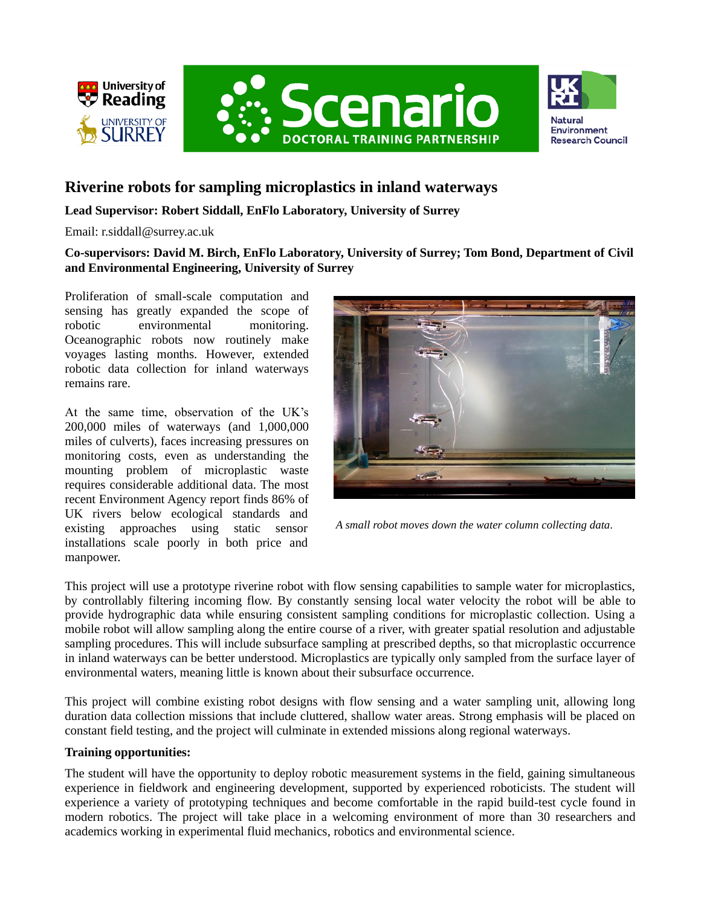# Riverine robots for sampling microplastics in inland waterways

**Lead Supervisor: Robert Siddall, EnFlo Laboratory, University of Surrey**

Email: r.siddall@surrey.ac.uk

**Co-supervisors: David M. Birch, EnFlo Laboratory, University of Surrey; Tom Bond, Department of Civil and Environmental Engineering, University of Surrey**

Proliferation of small-scale computation and sensing has greatly expanded the scope of robotic environmental monitoring. Oceanographic robots now routinely make voyages lasting months. However, extended robotic data collection for inland waterways remains rare.

At the same time, observation of the UK's 200,000 miles of waterways (and 1,000,000 miles of culverts), faces increasing pressures on monitoring costs, even as understanding the mounting problem of microplastic waste requires considerable additional data. The most recent Environment Agency report finds 86% of UK rivers below ecological standards and existing approaches using static sensor installations scale poorly in both price and manpower.

*A small robot moves down the water column collecting data.*

This project will use a prototype riverine robot with flow sensing capabilities to sample water for microplastics, by controllably filtering incoming flow. By constantly sensing local water velocity the robot will be able to provide hydrographic data while ensuring consistent sampling conditions for microplastic collection. Using a mobile robot will allow sampling along the entire course of a river, with greater spatial resolution and adjustable sampling procedures. This will include subsurface sampling at prescribed depths, so that microplastic occurrence in inland waterways can be better understood. Microplastics are typically only sampled from the surface layer of environmental waters, meaning little is known about their subsurface occurrence.

This project will combine existing robot designs with flow sensing and a water sampling unit, allowing long duration data collection missions that include cluttered, shallow water areas. Strong emphasis will be placed on constant field testing, and the project will culminate in extended missions along regional waterways.

**Training opportunities:**

The student will have the opportunity to deploy robotic measurement systems in the field, gaining simultaneous experience in fieldwork and engineering development, supported by experienced roboticists. The student will experience a variety of prototyping techniques and become comfortable in the rapid build-test cycle found in modern robotics. The project will take place in a welcoming environment of more than 30 researchers and academics working in experimental fluid mechanics, robotics and environmental science.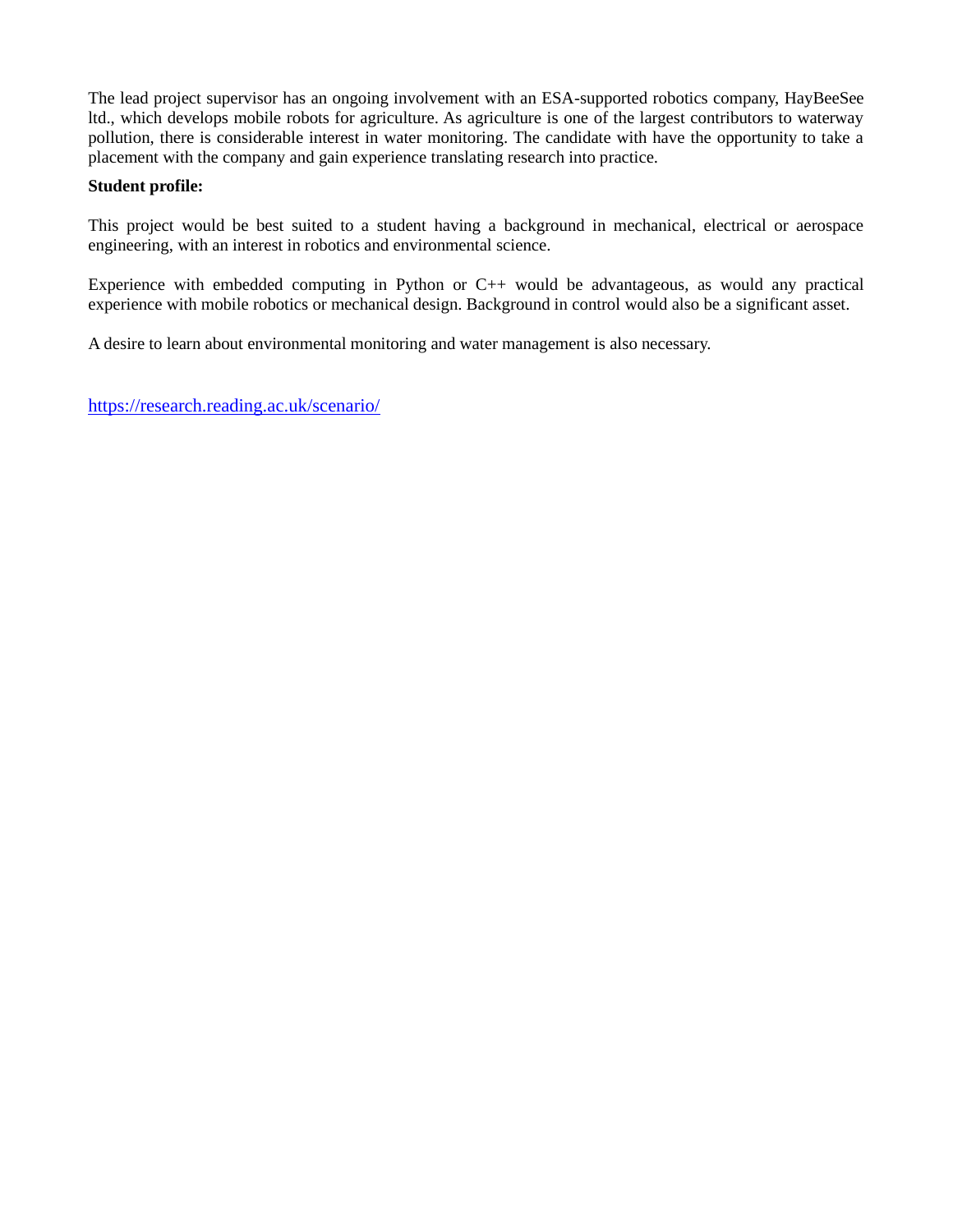The lead project supervisor has an ongoing involvement with an ESA-supported robotics company, HayBeeSee ltd., which develops mobile robots for agriculture. As agriculture is one of the largest contributors to waterway pollution, there is considerable interest in water monitoring. The candidate with have the opportunity to take a placement with the company and gain experience translating research into practice.

**Student profile:**

This project would be best suited to a student having a background in mechanical, electrical or aerospace engineering, with an interest in robotics and environmental science.

Experience with embedded computing in Python or C++ would be advantageous, as would any practical experience with mobile robotics or mechanical design. Background in control would also be a significant asset.

A desire to learn about environmental monitoring and water management is also necessary.

https://research.reading.ac.uk/scenario/